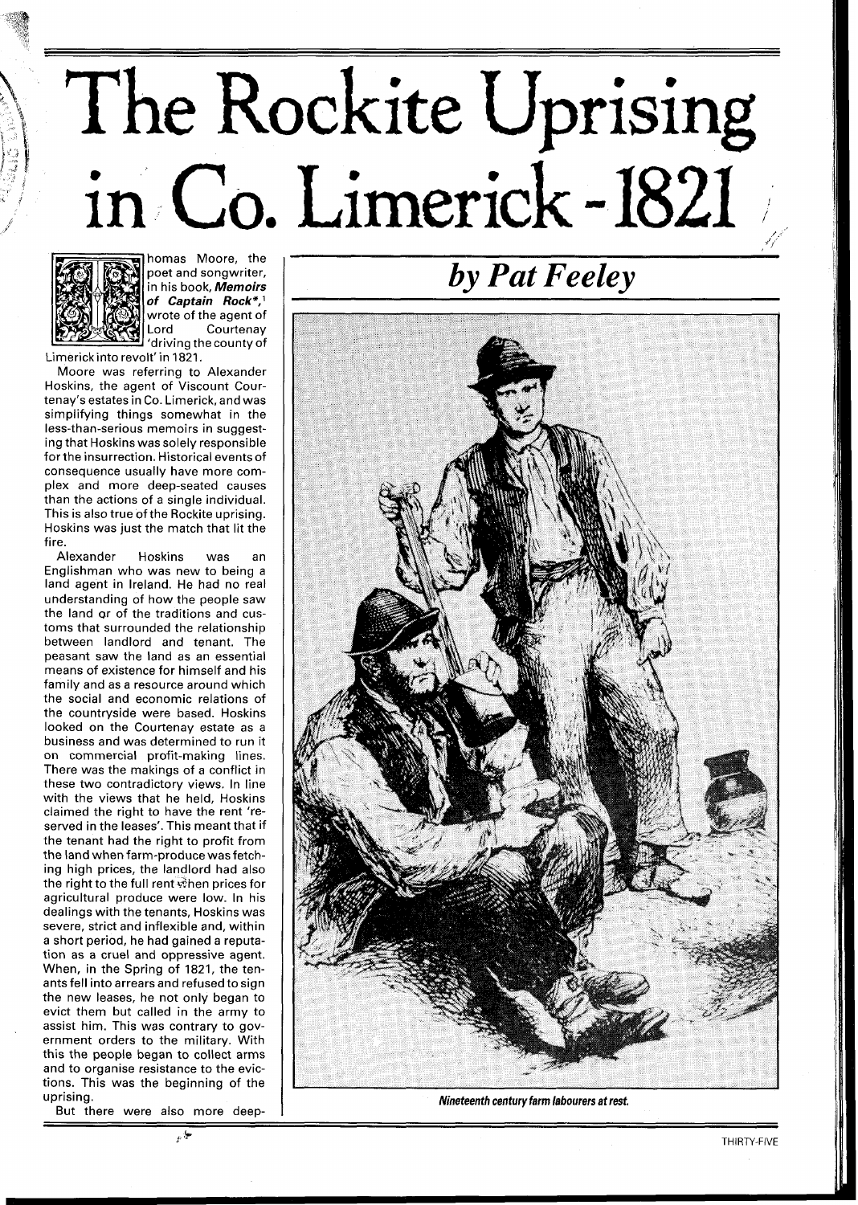# The Rockite Uprising in Co. Limerick - 1821

***by Pat Feeley***

Thomas Moore, the poet and songwriter, in his book, ***Memoirs of Captain Rock\****,[1] wrote of the agent of Lord Courtenay 'driving the county of Limerick into revolt' in 1821.

Moore was referring to Alexander Hoskins, the agent of Viscount Courtenay's estates in Co. Limerick, and was simplifying things somewhat in the less-than-serious memoirs in suggesting that Hoskins was solely responsible for the insurrection. Historical events of consequence usually have more complex and more deep-seated causes than the actions of a single individual. This is also true of the Rockite uprising. Hoskins was just the match that lit the fire.

Alexander Hoskins was an Englishman who was new to being a land agent in Ireland. He had no real understanding of how the people saw the land or of the traditions and customs that surrounded the relationship between landlord and tenant. The peasant saw the land as an essential means of existence for himself and his family and as a resource around which the social and economic relations of the countryside were based. Hoskins looked on the Courtenay estate as a business and was determined to run it on commercial profit-making lines. There was the makings of a conflict in these two contradictory views. In line with the views that he held, Hoskins claimed the right to have the rent 'reserved in the leases'. This meant that if the tenant had the right to profit from the land when farm-produce was fetching high prices, the landlord had also the right to the full rent when prices for agricultural produce were low. In his dealings with the tenants, Hoskins was severe, strict and inflexible and, within a short period, he had gained a reputation as a cruel and oppressive agent. When, in the Spring of 1821, the tenants fell into arrears and refused to sign the new leases, he not only began to evict them but called in the army to assist him. This was contrary to government orders to the military. With this the people began to collect arms and to organise resistance to the evictions. This was the beginning of the uprising.

But there were also more deep-

*Nineteenth century farm labourers at rest.*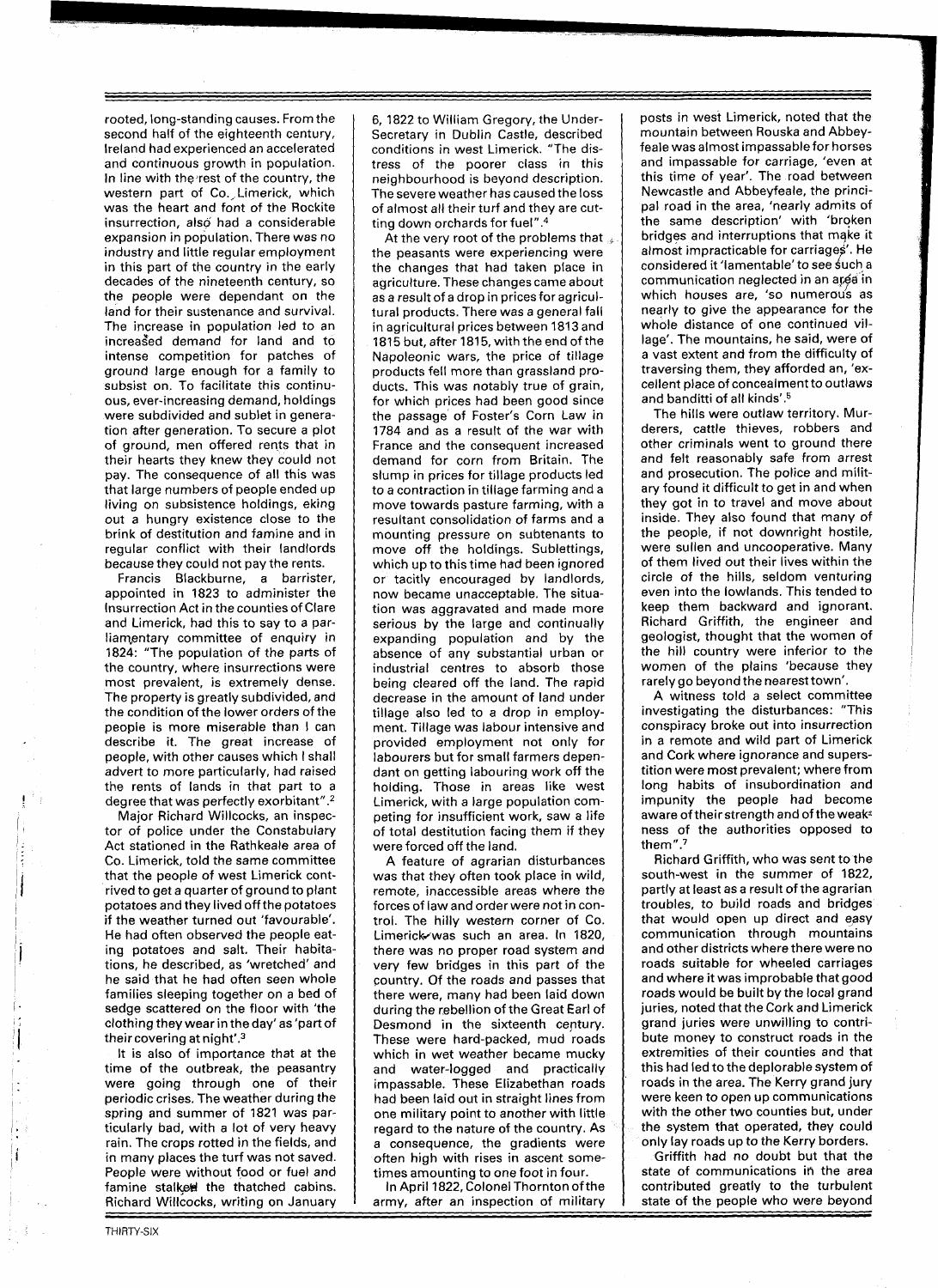rooted, long-standing causes. From the second half of the eighteenth century, Ireland had experienced an accelerated and continuous growth in population. In line with the rest of the country, the western part of Co. Limerick, which was the heart and font of the Rockite insurrection, also had a considerable expansion in population. There was no industry and little regular employment in this part of the country in the early decades of the nineteenth century, so the people were dependant on the land for their sustenance and survival. The increase in population led to an increased demand for land and to intense competition for patches of ground large enough for a family to subsist on. To facilitate this continuous, ever-increasing demand, holdings were subdivided and sublet in generation after generation. To secure a plot of ground, men offered rents that in their hearts they knew they could not pay. The consequence of all this was that large numbers of people ended up living on subsistence holdings, eking out a hungry existence close to the brink of destitution and famine and in regular conflict with their landlords because they could not pay the rents.

Francis Blackburne, a barrister, appointed in 1823 to administer the Insurrection Act in the counties of Clare and Limerick, had this to say to a parliamentary committee of enquiry in 1824: "The population of the parts of the country, where insurrections were most prevalent, is extremely dense. The property is greatly subdivided, and the condition of the lower orders of the people is more miserable than I can describe it. The great increase of people, with other causes which I shall advert to more particularly, had raised the rents of lands in that part to a degree that was perfectly exorbitant".[2]

Major Richard Willcocks, an inspector of police under the Constabulary Act stationed in the Rathkeale area of Co. Limerick, told the same committee that the people of west Limerick contrived to get a quarter of ground to plant potatoes and they lived off the potatoes if the weather turned out 'favourable'. He had often observed the people eating potatoes and salt. Their habitations, he described, as 'wretched' and he said that he had often seen whole families sleeping together on a bed of sedge scattered on the floor with 'the clothing they wear in the day' as 'part of their covering at night'.[3]

It is also of importance that at the time of the outbreak, the peasantry were going through one of their periodic crises. The weather during the spring and summer of 1821 was particularly bad, with a lot of very heavy rain. The crops rotted in the fields, and in many places the turf was not saved. People were without food or fuel and famine stalked the thatched cabins. Richard Willcocks, writing on January 6, 1822 to William Gregory, the Under-Secretary in Dublin Castle, described conditions in west Limerick. "The distress of the poorer class in this neighbourhood is beyond description. The severe weather has caused the loss of almost all their turf and they are cutting down orchards for fuel".[4]

At the very root of the problems that the peasants were experiencing were the changes that had taken place in agriculture. These changes came about as a result of a drop in prices for agricultural products. There was a general fall in agricultural prices between 1813 and 1815 but, after 1815, with the end of the Napoleonic wars, the price of tillage products fell more than grassland products. This was notably true of grain, for which prices had been good since the passage of Foster's Corn Law in 1784 and as a result of the war with France and the consequent increased demand for corn from Britain. The slump in prices for tillage products led to a contraction in tillage farming and a move towards pasture farming, with a resultant consolidation of farms and a mounting pressure on subtenants to move off the holdings. Sublettings, which up to this time had been ignored or tacitly encouraged by landlords, now became unacceptable. The situation was aggravated and made more serious by the large and continually expanding population and by the absence of any substantial urban or industrial centres to absorb those being cleared off the land. The rapid decrease in the amount of land under tillage also led to a drop in employment. Tillage was labour intensive and provided employment not only for labourers but for small farmers dependant on getting labouring work off the holding. Those in areas like west Limerick, with a large population competing for insufficient work, saw a life of total destitution facing them if they were forced off the land.

A feature of agrarian disturbances was that they often took place in wild, remote, inaccessible areas where the forces of law and order were not in control. The hilly western corner of Co. Limerick was such an area. In 1820, there was no proper road system and very few bridges in this part of the country. Of the roads and passes that there were, many had been laid down during the rebellion of the Great Earl of Desmond in the sixteenth century. These were hard-packed, mud roads which in wet weather became mucky and water-logged and practically impassable. These Elizabethan roads had been laid out in straight lines from one military point to another with little regard to the nature of the country. As a consequence, the gradients were often high with rises in ascent sometimes amounting to one foot in four.

In April 1822, Colonel Thornton of the army, after an inspection of military posts in west Limerick, noted that the mountain between Rouska and Abbeyfeale was almost impassable for horses and impassable for carriage, 'even at this time of year'. The road between Newcastle and Abbeyfeale, the principal road in the area, 'nearly admits of the same description' with 'broken bridges and interruptions that make it almost impracticable for carriages'. He considered it 'lamentable' to see such a communication neglected in an area in which houses are, 'so numerous as nearly to give the appearance for the whole distance of one continued village'. The mountains, he said, were of a vast extent and from the difficulty of traversing them, they afforded an, 'excellent place of concealment to outlaws and banditti of all kinds'.[5]

The hills were outlaw territory. Murderers, cattle thieves, robbers and other criminals went to ground there and felt reasonably safe from arrest and prosecution. The police and military found it difficult to get in and when they got in to travel and move about inside. They also found that many of the people, if not downright hostile, were sullen and uncooperative. Many of them lived out their lives within the circle of the hills, seldom venturing even into the lowlands. This tended to keep them backward and ignorant. Richard Griffith, the engineer and geologist, thought that the women of the hill country were inferior to the women of the plains 'because they rarely go beyond the nearest town'.

A witness told a select committee investigating the disturbances: "This conspiracy broke out into insurrection in a remote and wild part of Limerick and Cork where ignorance and superstition were most prevalent; where from long habits of insubordination and impunity the people had become aware of their strength and of the weakness of the authorities opposed to them".[7]

Richard Griffith, who was sent to the south-west in the summer of 1822, partly at least as a result of the agrarian troubles, to build roads and bridges that would open up direct and easy communication through mountains and other districts where there were no roads suitable for wheeled carriages and where it was improbable that good roads would be built by the local grand juries, noted that the Cork and Limerick grand juries were unwilling to contribute money to construct roads in the extremities of their counties and that this had led to the deplorable system of roads in the area. The Kerry grand jury were keen to open up communications with the other two counties but, under the system that operated, they could only lay roads up to the Kerry borders.

Griffith had no doubt but that the state of communications in the area contributed greatly to the turbulent state of the people who were beyond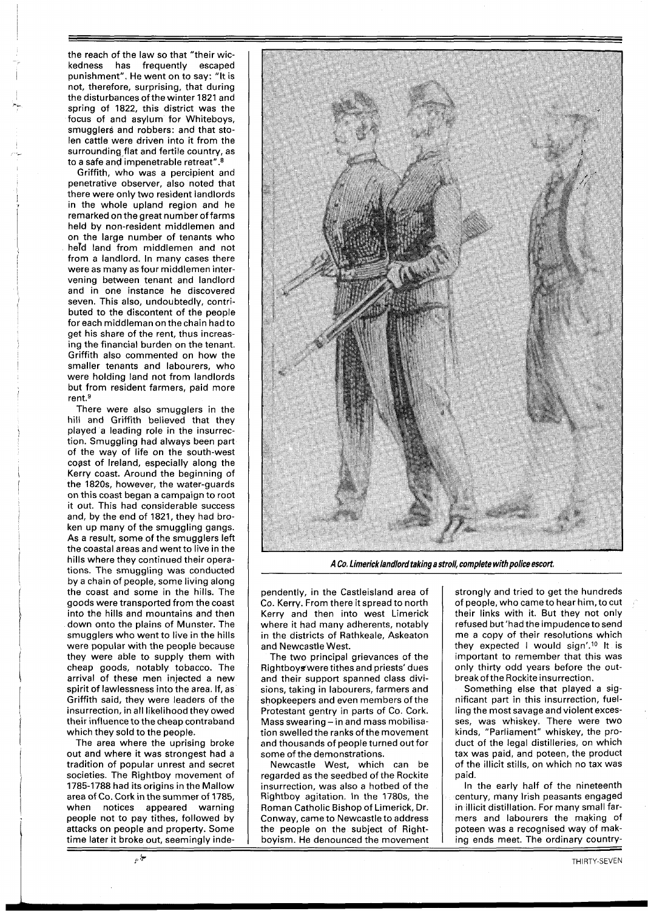the reach of the law so that "their wickedness has frequently escaped punishment". He went on to say: "It is not, therefore, surprising, that during the disturbances of the winter 1821 and spring of 1822, this district was the focus of and asylum for Whiteboys, smugglers and robbers: and that stolen cattle were driven into it from the surrounding flat and fertile country, as to a safe and impenetrable retreat".[8]

Griffith, who was a percipient and penetrative observer, also noted that there were only two resident landlords in the whole upland region and he remarked on the great number of farms held by non-resident middlemen and on the large number of tenants who held land from middlemen and not from a landlord. In many cases there were as many as four middlemen intervening between tenant and landlord and in one instance he discovered seven. This also, undoubtedly, contributed to the discontent of the people for each middleman on the chain had to get his share of the rent, thus increasing the financial burden on the tenant. Griffith also commented on how the smaller tenants and labourers, who were holding land not from landlords but from resident farmers, paid more rent.[9]

There were also smugglers in the hill and Griffith believed that they played a leading role in the insurrection. Smuggling had always been part of the way of life on the south-west coast of Ireland, especially along the Kerry coast. Around the beginning of the 1820s, however, the water-guards on this coast began a campaign to root it out. This had considerable success and, by the end of 1821, they had broken up many of the smuggling gangs. As a result, some of the smugglers left the coastal areas and went to live in the hills where they continued their operations. The smuggling was conducted by a chain of people, some living along the coast and some in the hills. The goods were transported from the coast into the hills and mountains and then down onto the plains of Munster. The smugglers who went to live in the hills were popular with the people because they were able to supply them with cheap goods, notably tobacco. The arrival of these men injected a new spirit of lawlessness into the area. If, as Griffith said, they were leaders of the insurrection, in all likelihood they owed their influence to the cheap contraband which they sold to the people.

The area where the uprising broke out and where it was strongest had a tradition of popular unrest and secret societies. The Rightboy movement of 1785-1788 had its origins in the Mallow area of Co. Cork in the summer of 1785, when notices appeared warning people not to pay tithes, followed by attacks on people and property. Some time later it broke out, seemingly independently, in the Castleisland area of Co. Kerry. From there it spread to north Kerry and then into west Limerick where it had many adherents, notably in the districts of Rathkeale, Askeaton and Newcastle West.

*A Co. Limerick landlord taking a stroll, complete with police escort.*

The two principal grievances of the Rightboys were tithes and priests' dues and their support spanned class divisions, taking in labourers, farmers and shopkeepers and even members of the Protestant gentry in parts of Co. Cork. Mass swearing – in and mass mobilisation swelled the ranks of the movement and thousands of people turned out for some of the demonstrations.

Newcastle West, which can be regarded as the seedbed of the Rockite insurrection, was also a hotbed of the Rightboy agitation. In the 1780s, the Roman Catholic Bishop of Limerick, Dr. Conway, came to Newcastle to address the people on the subject of Rightboyism. He denounced the movement strongly and tried to get the hundreds of people, who came to hear him, to cut their links with it. But they not only refused but 'had the impudence to send me a copy of their resolutions which they expected I would sign'.[10] It is important to remember that this was only thirty odd years before the outbreak of the Rockite insurrection.

Something else that played a significant part in this insurrection, fuelling the most savage and violent excesses, was whiskey. There were two kinds, "Parliament" whiskey, the product of the legal distilleries, on which tax was paid, and poteen, the product of the illicit stills, on which no tax was paid.

In the early half of the nineteenth century, many Irish peasants engaged in illicit distillation. For many small farmers and labourers the making of poteen was a recognised way of making ends meet. The ordinary country-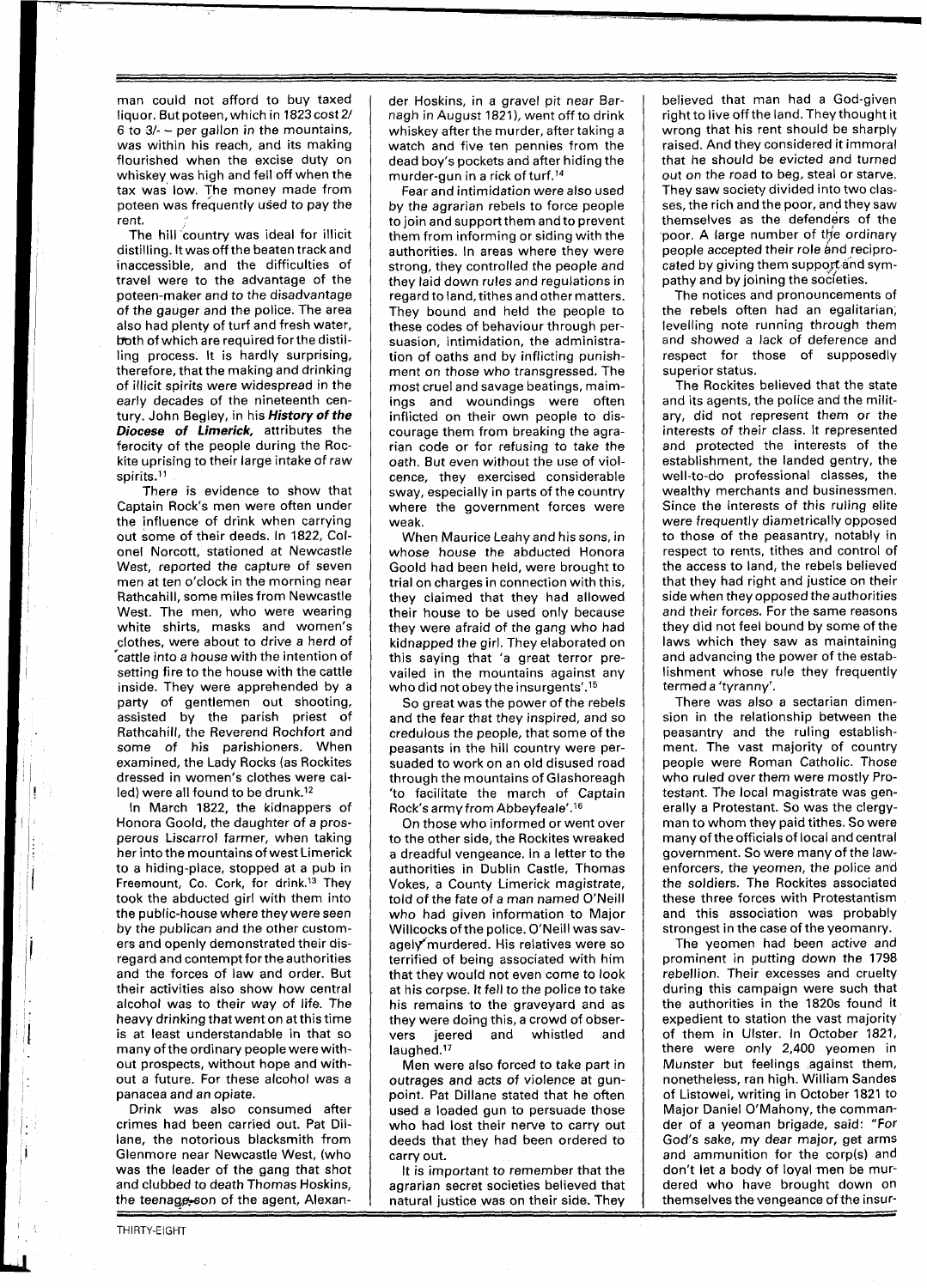man could not afford to buy taxed liquor. But poteen, which in 1823 cost 2/6 to 3/- – per gallon in the mountains, was within his reach, and its making flourished when the excise duty on whiskey was high and fell off when the tax was low. The money made from poteen was frequently used to pay the rent.

The hill country was ideal for illicit distilling. It was off the beaten track and inaccessible, and the difficulties of travel were to the advantage of the poteen-maker and to the disadvantage of the gauger and the police. The area also had plenty of turf and fresh water, both of which are required for the distilling process. It is hardly surprising, therefore, that the making and drinking of illicit spirits were widespread in the early decades of the nineteenth century. John Begley, in his ***History of the Diocese of Limerick,*** attributes the ferocity of the people during the Rockite uprising to their large intake of raw spirits.[11]

There is evidence to show that Captain Rock's men were often under the influence of drink when carrying out some of their deeds. In 1822, Colonel Norcott, stationed at Newcastle West, reported the capture of seven men at ten o'clock in the morning near Rathcahill, some miles from Newcastle West. The men, who were wearing white shirts, masks and women's clothes, were about to drive a herd of cattle into a house with the intention of setting fire to the house with the cattle inside. They were apprehended by a party of gentlemen out shooting, assisted by the parish priest of Rathcahill, the Reverend Rochfort and some of his parishioners. When examined, the Lady Rocks (as Rockites dressed in women's clothes were called) were all found to be drunk.[12]

In March 1822, the kidnappers of Honora Goold, the daughter of a prosperous Liscarrol farmer, when taking her into the mountains of west Limerick to a hiding-place, stopped at a pub in Freemount, Co. Cork, for drink.[13] They took the abducted girl with them into the public-house where they were seen by the publican and the other customers and openly demonstrated their disregard and contempt for the authorities and the forces of law and order. But their activities also show how central alcohol was to their way of life. The heavy drinking that went on at this time is at least understandable in that so many of the ordinary people were without prospects, without hope and without a future. For these alcohol was a panacea and an opiate.

Drink was also consumed after crimes had been carried out. Pat Dillane, the notorious blacksmith from Glenmore near Newcastle West, (who was the leader of the gang that shot and clubbed to death Thomas Hoskins, the teenage son of the agent, Alexander Hoskins, in a gravel pit near Barnagh in August 1821), went off to drink whiskey after the murder, after taking a watch and five ten pennies from the dead boy's pockets and after hiding the murder-gun in a rick of turf.[14]

Fear and intimidation were also used by the agrarian rebels to force people to join and support them and to prevent them from informing or siding with the authorities. In areas where they were strong, they controlled the people and they laid down rules and regulations in regard to land, tithes and other matters. They bound and held the people to these codes of behaviour through persuasion, intimidation, the administration of oaths and by inflicting punishment on those who transgressed. The most cruel and savage beatings, maimings and woundings were often inflicted on their own people to discourage them from breaking the agrarian code or for refusing to take the oath. But even without the use of violcence, they exercised considerable sway, especially in parts of the country where the government forces were weak.

When Maurice Leahy and his sons, in whose house the abducted Honora Goold had been held, were brought to trial on charges in connection with this, they claimed that they had allowed their house to be used only because they were afraid of the gang who had kidnapped the girl. They elaborated on this saying that 'a great terror prevailed in the mountains against any who did not obey the insurgents'.[15]

So great was the power of the rebels and the fear that they inspired, and so credulous the people, that some of the peasants in the hill country were persuaded to work on an old disused road through the mountains of Glashoreagh 'to facilitate the march of Captain Rock's army from Abbeyfeale'.[16]

On those who informed or went over to the other side, the Rockites wreaked a dreadful vengeance. In a letter to the authorities in Dublin Castle, Thomas Vokes, a County Limerick magistrate, told of the fate of a man named O'Neill who had given information to Major Willcocks of the police. O'Neill was savagely murdered. His relatives were so terrified of being associated with him that they would not even come to look at his corpse. It fell to the police to take his remains to the graveyard and as they were doing this, a crowd of observers jeered and whistled and laughed.[17]

Men were also forced to take part in outrages and acts of violence at gunpoint. Pat Dillane stated that he often used a loaded gun to persuade those who had lost their nerve to carry out deeds that they had been ordered to carry out.

It is important to remember that the agrarian secret societies believed that natural justice was on their side. They believed that man had a God-given right to live off the land. They thought it wrong that his rent should be sharply raised. And they considered it immoral that he should be evicted and turned out on the road to beg, steal or starve. They saw society divided into two classes, the rich and the poor, and they saw themselves as the defenders of the poor. A large number of the ordinary people accepted their role and reciprocated by giving them support and sympathy and by joining the societies.

The notices and pronouncements of the rebels often had an egalitarian, levelling note running through them and showed a lack of deference and respect for those of supposedly superior status.

The Rockites believed that the state and its agents, the police and the military, did not represent them or the interests of their class. It represented and protected the interests of the establishment, the landed gentry, the well-to-do professional classes, the wealthy merchants and businessmen. Since the interests of this ruling elite were frequently diametrically opposed to those of the peasantry, notably in respect to rents, tithes and control of the access to land, the rebels believed that they had right and justice on their side when they opposed the authorities and their forces. For the same reasons they did not feel bound by some of the laws which they saw as maintaining and advancing the power of the establishment whose rule they frequently termed a 'tyranny'.

There was also a sectarian dimension in the relationship between the peasantry and the ruling establishment. The vast majority of country people were Roman Catholic. Those who ruled over them were mostly Protestant. The local magistrate was generally a Protestant. So was the clergyman to whom they paid tithes. So were many of the officials of local and central government. So were many of the law-enforcers, the yeomen, the police and the soldiers. The Rockites associated these three forces with Protestantism and this association was probably strongest in the case of the yeomanry.

The yeomen had been active and prominent in putting down the 1798 rebellion. Their excesses and cruelty during this campaign were such that the authorities in the 1820s found it expedient to station the vast majority of them in Ulster. In October 1821, there were only 2,400 yeomen in Munster but feelings against them, nonetheless, ran high. William Sandes of Listowel, writing in October 1821 to Major Daniel O'Mahony, the commander of a yeoman brigade, said: "For God's sake, my dear major, get arms and ammunition for the corp(s) and don't let a body of loyal men be murdered who have brought down on themselves the vengeance of the insur-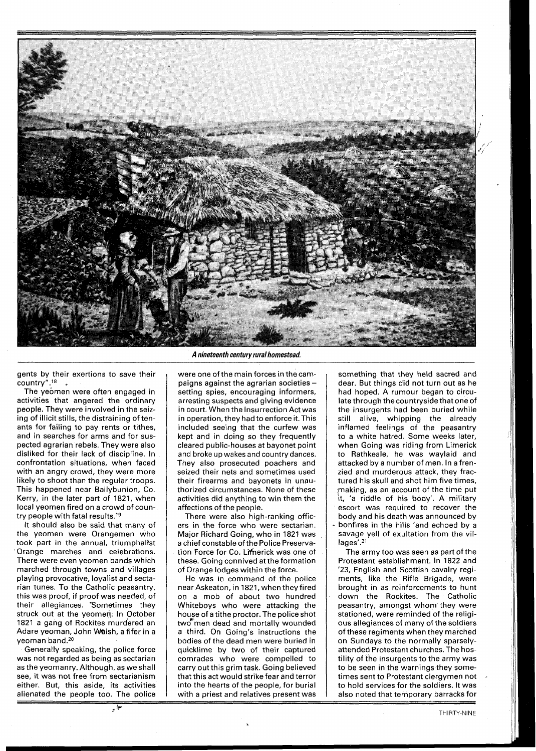*A nineteenth century rural homestead.*

gents by their exertions to save their country".[18]

The yeomen were often engaged in activities that angered the ordinary people. They were involved in the seizing of illicit stills, the distraining of tenants for failing to pay rents or tithes, and in searches for arms and for suspected agrarian rebels. They were also disliked for their lack of discipline. In confrontation situations, when faced with an angry crowd, they were more likely to shoot than the regular troops. This happened near Ballybunion, Co. Kerry, in the later part of 1821, when local yeomen fired on a crowd of country people with fatal results.[19]

It should also be said that many of the yeomen were Orangemen who took part in the annual, triumphalist Orange marches and celebrations. There were even yeomen bands which marched through towns and villages playing provocative, loyalist and sectarian tunes. To the Catholic peasantry, this was proof, if proof was needed, of their allegiances. Sometimes they struck out at the yeomen. In October 1821 a gang of Rockites murdered an Adare yeoman, John Walsh, a fifer in a yeoman band.[20]

Generally speaking, the police force was not regarded as being as sectarian as the yeomanry. Although, as we shall see, it was not free from sectarianism either. But, this aside, its activities alienated the people too. The police were one of the main forces in the campaigns against the agrarian societies – setting spies, encouraging informers, arresting suspects and giving evidence in court. When the Insurrection Act was in operation, they had to enforce it. This included seeing that the curfew was kept and in doing so they frequently cleared public-houses at bayonet point and broke up wakes and country dances. They also prosecuted poachers and seized their nets and sometimes used their firearms and bayonets in unauthorized circumstances. None of these activities did anything to win them the affections of the people.

There were also high-ranking officers in the force who were sectarian. Major Richard Going, who in 1821 was a chief constable of the Police Preservation Force for Co. Limerick was one of these. Going connived at the formation of Orange lodges within the force.

He was in command of the police near Askeaton, in 1821, when they fired on a mob of about two hundred Whiteboys who were attacking the house of a tithe proctor. The police shot two men dead and mortally wounded a third. On Going's instructions the bodies of the dead men were buried in quicklime by two of their captured comrades who were compelled to carry out this grim task. Going believed that this act would strike fear and terror into the hearts of the people, for burial with a priest and relatives present was something that they held sacred and dear. But things did not turn out as he had hoped. A rumour began to circulate through the countryside that one of the insurgents had been buried while still alive, whipping the already inflamed feelings of the peasantry to a white hatred. Some weeks later, when Going was riding from Limerick to Rathkeale, he was waylaid and attacked by a number of men. In a frenzied and murderous attack, they fractured his skull and shot him five times, making, as an account of the time put it, 'a riddle of his body'. A military escort was required to recover the body and his death was announced by bonfires in the hills 'and echoed by a savage yell of exultation from the villages'.[21]

The army too was seen as part of the Protestant establishment. In 1822 and '23, English and Scottish cavalry regiments, like the Rifle Brigade, were brought in as reinforcements to hunt down the Rockites. The Catholic peasantry, amongst whom they were stationed, were reminded of the religious allegiances of many of the soldiers of these regiments when they marched on Sundays to the normally sparsely-attended Protestant churches. The hostility of the insurgents to the army was to be seen in the warnings they sometimes sent to Protestant clergymen not to hold services for the soldiers. It was also noted that temporary barracks for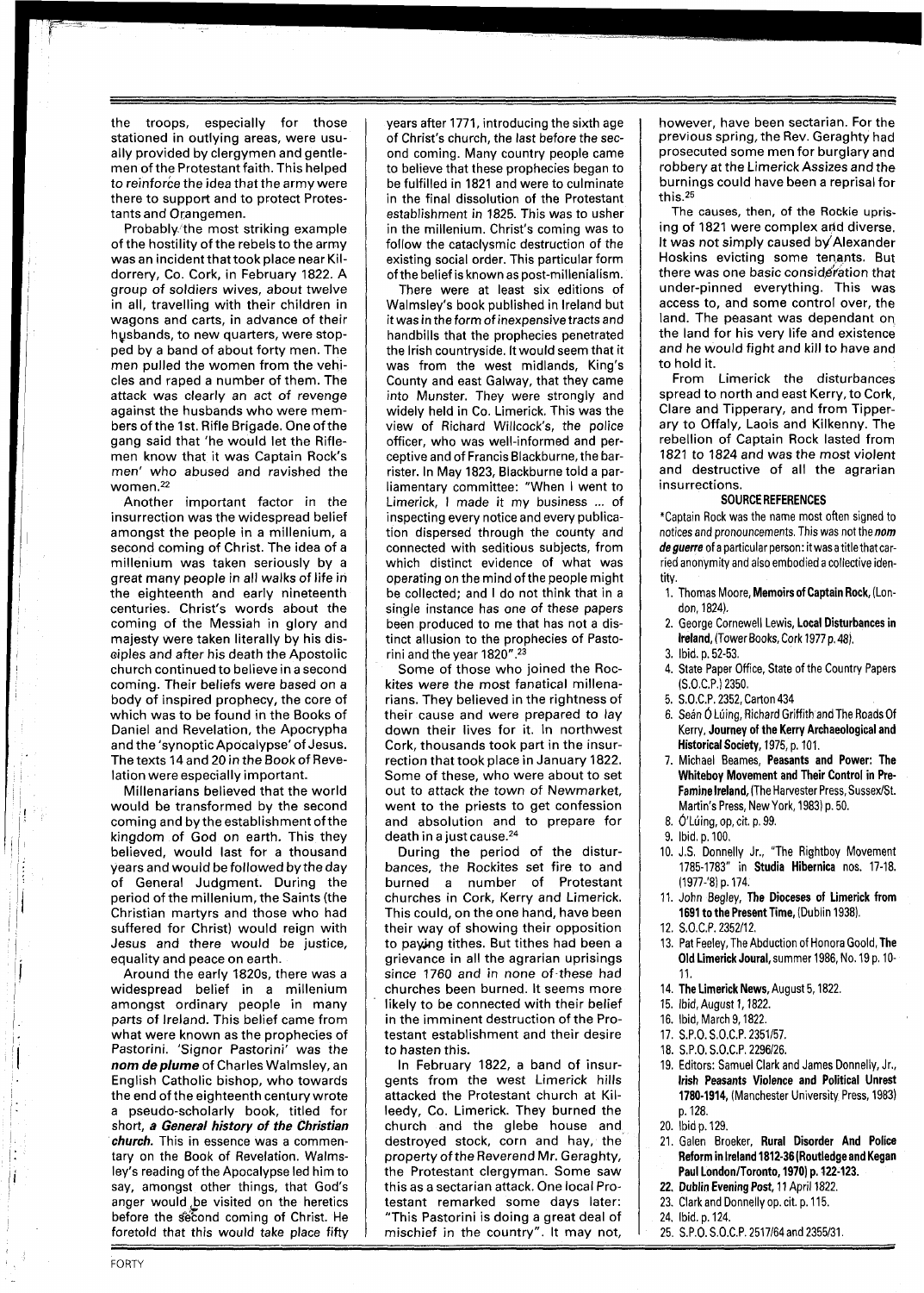the troops, especially for those stationed in outlying areas, were usually provided by clergymen and gentlemen of the Protestant faith. This helped to reinforce the idea that the army were there to support and to protect Protestants and Orangemen.

Probably the most striking example of the hostility of the rebels to the army was an incident that took place near Kildorrery, Co. Cork, in February 1822. A group of soldiers wives, about twelve in all, travelling with their children in wagons and carts, in advance of their husbands, to new quarters, were stopped by a band of about forty men. The men pulled the women from the vehicles and raped a number of them. The attack was clearly an act of revenge against the husbands who were members of the 1st. Rifle Brigade. One of the gang said that 'he would let the Riflemen know that it was Captain Rock's men' who abused and ravished the women.[22]

Another important factor in the insurrection was the widespread belief amongst the people in a millenium, a second coming of Christ. The idea of a millenium was taken seriously by a great many people in all walks of life in the eighteenth and early nineteenth centuries. Christ's words about the coming of the Messiah in glory and majesty were taken literally by his disciples and after his death the Apostolic church continued to believe in a second coming. Their beliefs were based on a body of inspired prophecy, the core of which was to be found in the Books of Daniel and Revelation, the Apocrypha and the 'synoptic Apocalypse' of Jesus. The texts 14 and 20 in the Book of Revelation were especially important.

Millenarians believed that the world would be transformed by the second coming and by the establishment of the kingdom of God on earth. This they believed, would last for a thousand years and would be followed by the day of General Judgment. During the period of the millenium, the Saints (the Christian martyrs and those who had suffered for Christ) would reign with Jesus and there would be justice, equality and peace on earth.

Around the early 1820s, there was a widespread belief in a millenium amongst ordinary people in many parts of Ireland. This belief came from what were known as the prophecies of Pastorini. 'Signor Pastorini' was the ***nom de plume*** of Charles Walmsley, an English Catholic bishop, who towards the end of the eighteenth century wrote a pseudo-scholarly book, titled for short, ***a General history of the Christian church.*** This in essence was a commentary on the Book of Revelation. Walmsley's reading of the Apocalypse led him to say, amongst other things, that God's anger would be visited on the heretics before the second coming of Christ. He foretold that this would take place fifty years after 1771, introducing the sixth age of Christ's church, the last before the second coming. Many country people came to believe that these prophecies began to be fulfilled in 1821 and were to culminate in the final dissolution of the Protestant establishment in 1825. This was to usher in the millenium. Christ's coming was to follow the cataclysmic destruction of the existing social order. This particular form of the belief is known as post-millenialism.

There were at least six editions of Walmsley's book published in Ireland but it was in the form of inexpensive tracts and handbills that the prophecies penetrated the Irish countryside. It would seem that it was from the west midlands, King's County and east Galway, that they came into Munster. They were strongly and widely held in Co. Limerick. This was the view of Richard Willcock's, the police officer, who was well-informed and perceptive and of Francis Blackburne, the barrister. In May 1823, Blackburne told a parliamentary committee: "When I went to Limerick, I made it my business ... of inspecting every notice and every publication dispersed through the county and connected with seditious subjects, from which distinct evidence of what was operating on the mind of the people might be collected; and I do not think that in a single instance has one of these papers been produced to me that has not a distinct allusion to the prophecies of Pastorini and the year 1820".[23]

Some of those who joined the Rockites were the most fanatical millenarians. They believed in the rightness of their cause and were prepared to lay down their lives for it. In northwest Cork, thousands took part in the insurrection that took place in January 1822. Some of these, who were about to set out to attack the town of Newmarket, went to the priests to get confession and absolution and to prepare for death in a just cause.[24]

During the period of the disturbances, the Rockites set fire to and burned a number of Protestant churches in Cork, Kerry and Limerick. This could, on the one hand, have been their way of showing their opposition to paying tithes. But tithes had been a grievance in all the agrarian uprisings since 1760 and in none of these had churches been burned. It seems more likely to be connected with their belief in the imminent destruction of the Protestant establishment and their desire to hasten this.

In February 1822, a band of insurgents from the west Limerick hills attacked the Protestant church at Killeedy, Co. Limerick. They burned the church and the glebe house and destroyed stock, corn and hay, the property of the Reverend Mr. Geraghty, the Protestant clergyman. Some saw this as a sectarian attack. One local Protestant remarked some days later: "This Pastorini is doing a great deal of mischief in the country". It may not, however, have been sectarian. For the previous spring, the Rev. Geraghty had prosecuted some men for burglary and robbery at the Limerick Assizes and the burnings could have been a reprisal for this.[25]

The causes, then, of the Rockie uprising of 1821 were complex and diverse. It was not simply caused by Alexander Hoskins evicting some tenants. But there was one basic consideration that under-pinned everything. This was access to, and some control over, the land. The peasant was dependant on the land for his very life and existence and he would fight and kill to have and to hold it.

From Limerick the disturbances spread to north and east Kerry, to Cork, Clare and Tipperary, and from Tipperary to Offaly, Laois and Kilkenny. The rebellion of Captain Rock lasted from 1821 to 1824 and was the most violent and destructive of all the agrarian insurrections.

## SOURCE REFERENCES

*Captain Rock was the name most often signed to notices and pronouncements. This was not the ***nom de guerre*** of a particular person: it was a title that carried anonymity and also embodied a collective identity.

1. Thomas Moore, **Memoirs of Captain Rock**, (London, 1824).
2. George Cornewell Lewis, **Local Disturbances in Ireland**, (Tower Books, Cork 1977 p. 48).
3. Ibid. p. 52-53.
4. State Paper Office, State of the Country Papers (S.O.C.P.) 2350.
5. S.O.C.P. 2352, Carton 434
6. Seán Ó Lúing, Richard Griffith and The Roads Of Kerry, **Journey of the Kerry Archaeological and Historical Society**, 1975, p. 101.
7. Michael Beames, **Peasants and Power: The Whiteboy Movement and Their Control in Pre-Famine Ireland**, (The Harvester Press, Sussex/St. Martin's Press, New York, 1983) p. 50.
8. Ó'Lúing, op, cit. p. 99.
9. Ibid. p. 100.
10. J.S. Donnelly Jr., "The Rightboy Movement 1785-1783" in **Studia Hibernica** nos. 17-18. (1977-'8) p. 174.
11. John Begley, **The Dioceses of Limerick from 1691 to the Present Time**, (Dublin 1938).
12. S.O.C.P. 2352/12.
13. Pat Feeley, The Abduction of Honora Goold, **The Old Limerick Joural**, summer 1986, No. 19 p. 10-11.
14. **The Limerick News**, August 5, 1822.
15. Ibid, August 1, 1822.
16. Ibid, March 9, 1822.
17. S.P.O. S.O.C.P. 2351/57.
18. S.P.O. S.O.C.P. 2296/26.
19. Editors: Samuel Clark and James Donnelly, Jr., **Irish Peasants Violence and Political Unrest 1780-1914**, (Manchester University Press, 1983) p. 128.
20. Ibid p. 129.
21. Galen Broeker, **Rural Disorder And Police Reform in Ireland 1812-36 (Routledge and Kegan Paul London/Toronto, 1970) p. 122-123.**
22. **Dublin Evening Post**, 11 April 1822.
23. Clark and Donnelly op. cit. p. 115.
24. Ibid. p. 124.
25. S.P.O. S.O.C.P. 2517/64 and 2355/31.